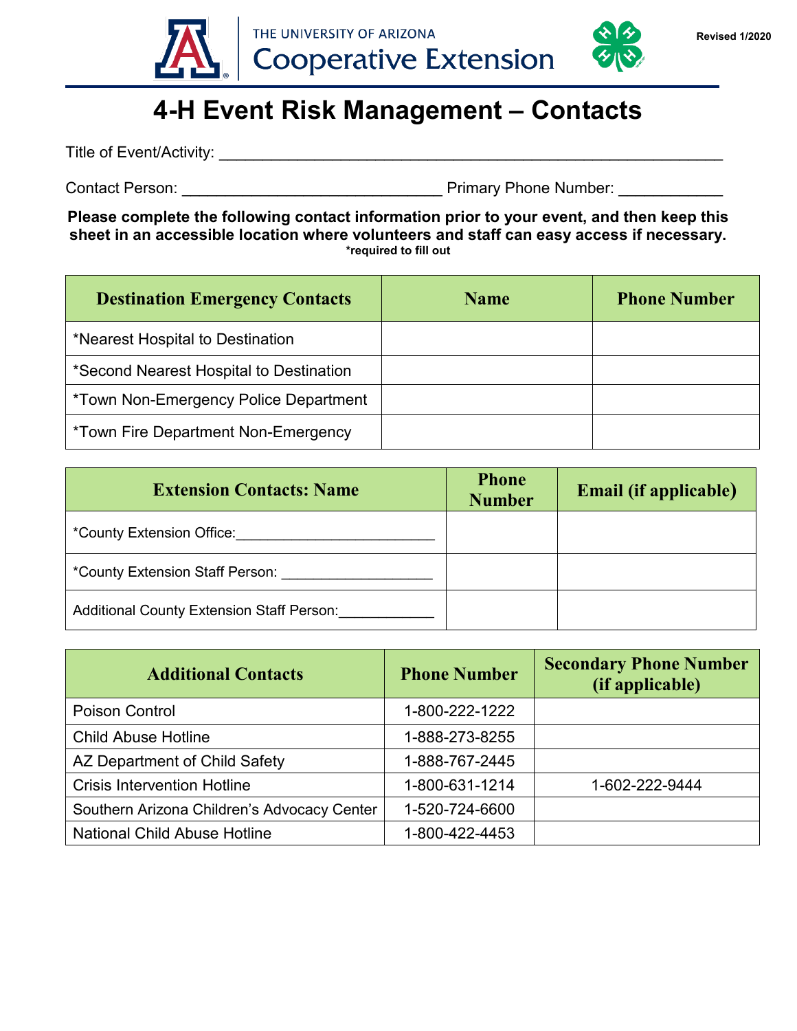THE UNIVERSITY OF ARIZONA
Cooperative Extension

Revised 1/2020

# 4-H Event Risk Management – Contacts

Title of Event/Activity: ____________________________________________________

Contact Person: _____________________________ Primary Phone Number: ____________

**Please complete the following contact information prior to your event, and then keep this sheet in an accessible location where volunteers and staff can easy access if necessary.**
**\*required to fill out**

| Destination Emergency Contacts | Name | Phone Number |
|---|---|---|
| *Nearest Hospital to Destination | | |
| *Second Nearest Hospital to Destination | | |
| *Town Non-Emergency Police Department | | |
| *Town Fire Department Non-Emergency | | |

| Extension Contacts: Name | Phone Number | Email (if applicable) |
|---|---|---|
| *County Extension Office:________________________ | | |
| *County Extension Staff Person: __________________ | | |
| Additional County Extension Staff Person:___________ | | |

| Additional Contacts | Phone Number | Secondary Phone Number (if applicable) |
|---|---|---|
| Poison Control | 1-800-222-1222 | |
| Child Abuse Hotline | 1-888-273-8255 | |
| AZ Department of Child Safety | 1-888-767-2445 | |
| Crisis Intervention Hotline | 1-800-631-1214 | 1-602-222-9444 |
| Southern Arizona Children's Advocacy Center | 1-520-724-6600 | |
| National Child Abuse Hotline | 1-800-422-4453 | |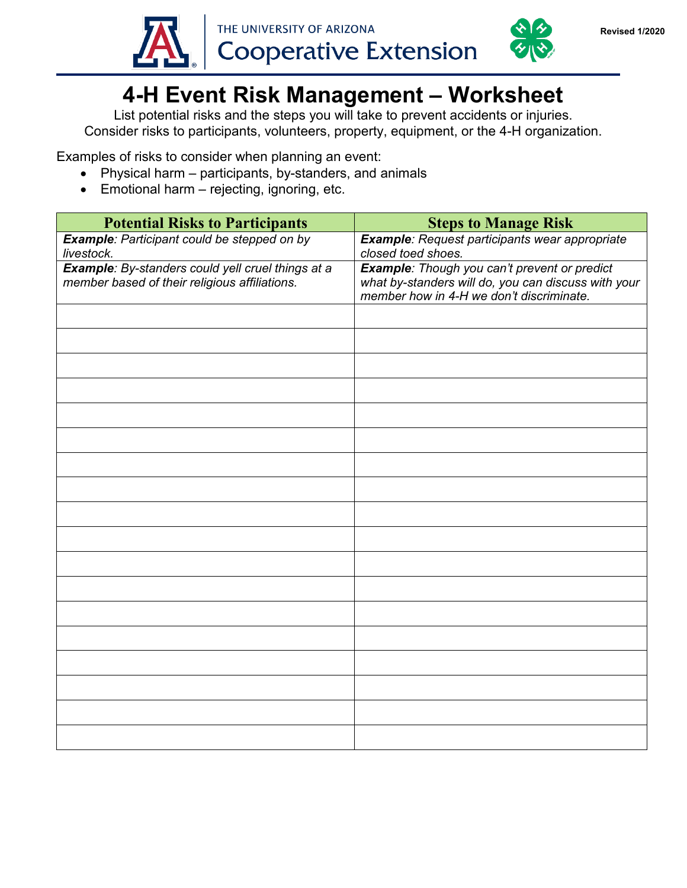THE UNIVERSITY OF ARIZONA
Cooperative Extension

Revised 1/2020

# 4-H Event Risk Management – Worksheet

List potential risks and the steps you will take to prevent accidents or injuries.
Consider risks to participants, volunteers, property, equipment, or the 4-H organization.

Examples of risks to consider when planning an event:

- Physical harm – participants, by-standers, and animals
- Emotional harm – rejecting, ignoring, etc.

| Potential Risks to Participants | Steps to Manage Risk |
| --- | --- |
| ***Example**: Participant could be stepped on by livestock.* | ***Example**: Request participants wear appropriate closed toed shoes.* |
| ***Example**: By-standers could yell cruel things at a member based of their religious affiliations.* | ***Example**: Though you can't prevent or predict what by-standers will do, you can discuss with your member how in 4-H we don't discriminate.* |
| | |
| | |
| | |
| | |
| | |
| | |
| | |
| | |
| | |
| | |
| | |
| | |
| | |
| | |
| | |
| | |
| | |
| | |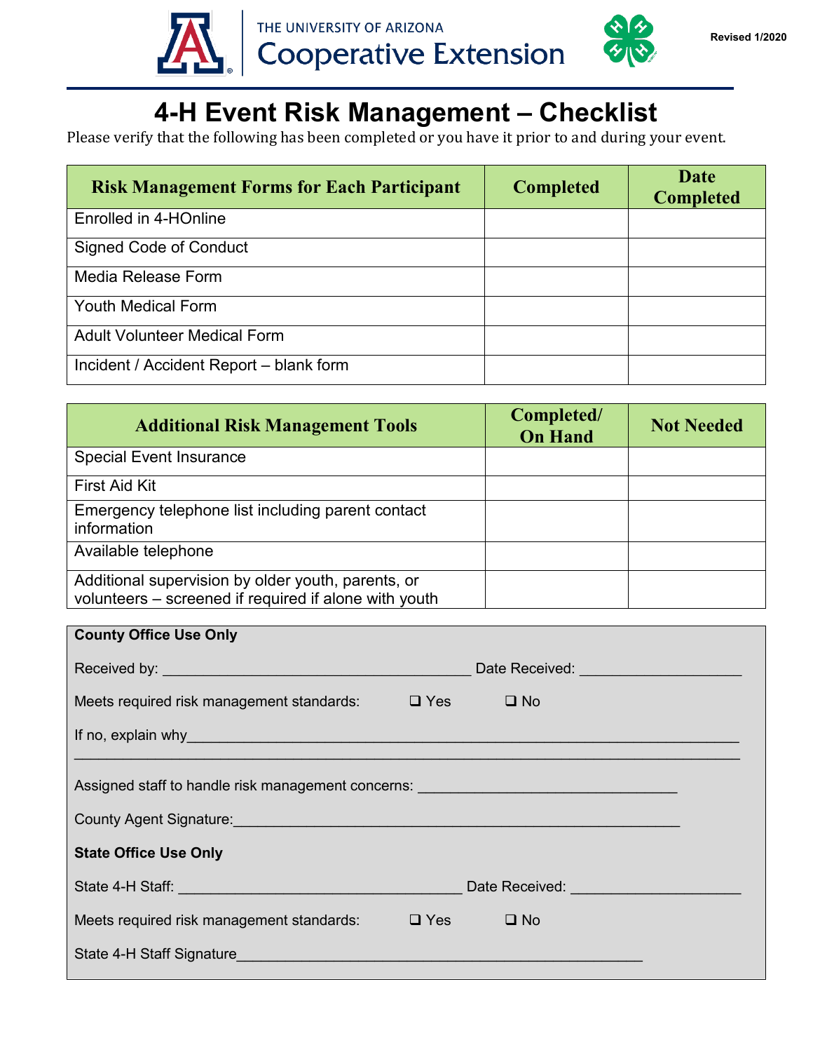THE UNIVERSITY OF ARIZONA
Cooperative Extension

Revised 1/2020

# 4-H Event Risk Management – Checklist

Please verify that the following has been completed or you have it prior to and during your event.

| Risk Management Forms for Each Participant | Completed | Date Completed |
|---|---|---|
| Enrolled in 4-HOnline | | |
| Signed Code of Conduct | | |
| Media Release Form | | |
| Youth Medical Form | | |
| Adult Volunteer Medical Form | | |
| Incident / Accident Report – blank form | | |

| Additional Risk Management Tools | Completed/ On Hand | Not Needed |
|---|---|---|
| Special Event Insurance | | |
| First Aid Kit | | |
| Emergency telephone list including parent contact information | | |
| Available telephone | | |
| Additional supervision by older youth, parents, or volunteers – screened if required if alone with youth | | |

**County Office Use Only**

Received by: ______________________________________ Date Received: ____________________

Meets required risk management standards: ❑ Yes ❑ No

If no, explain why_________________________________________________________________

___________________________________________________________________________

Assigned staff to handle risk management concerns: _______________________________

County Agent Signature:_______________________________________________________

**State Office Use Only**

State 4-H Staff: ___________________________________ Date Received: _____________________

Meets required risk management standards: ❑ Yes ❑ No

State 4-H Staff Signature__________________________________________________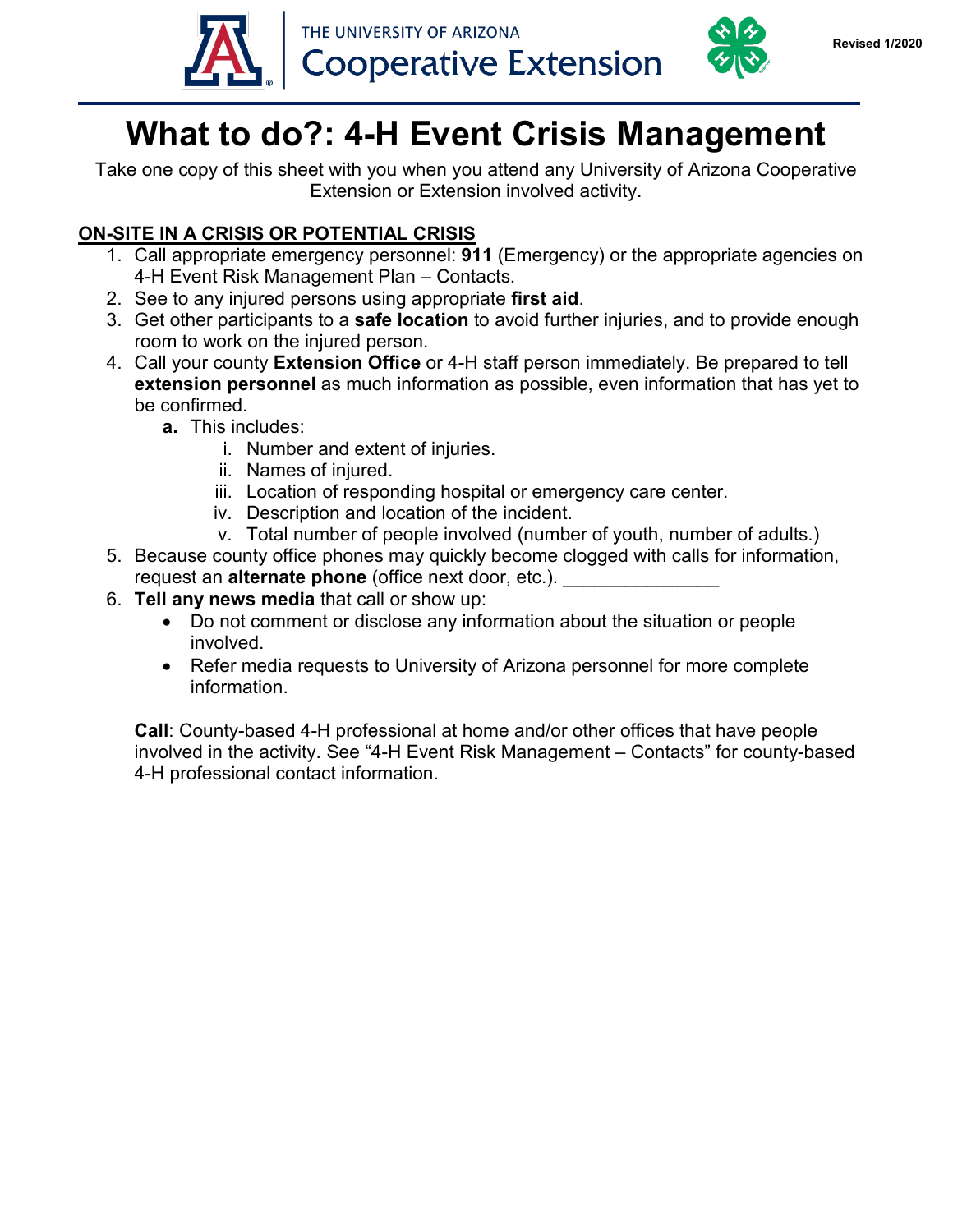THE UNIVERSITY OF ARIZONA
Cooperative Extension

Revised 1/2020

# What to do?: 4-H Event Crisis Management

Take one copy of this sheet with you when you attend any University of Arizona Cooperative Extension or Extension involved activity.

## ON-SITE IN A CRISIS OR POTENTIAL CRISIS

1. Call appropriate emergency personnel: **911** (Emergency) or the appropriate agencies on 4-H Event Risk Management Plan – Contacts.
2. See to any injured persons using appropriate **first aid**.
3. Get other participants to a **safe location** to avoid further injuries, and to provide enough room to work on the injured person.
4. Call your county **Extension Office** or 4-H staff person immediately. Be prepared to tell **extension personnel** as much information as possible, even information that has yet to be confirmed.
   - **a.** This includes:
     - i. Number and extent of injuries.
     - ii. Names of injured.
     - iii. Location of responding hospital or emergency care center.
     - iv. Description and location of the incident.
     - v. Total number of people involved (number of youth, number of adults.)
5. Because county office phones may quickly become clogged with calls for information, request an **alternate phone** (office next door, etc.). _______________
6. **Tell any news media** that call or show up:
   - Do not comment or disclose any information about the situation or people involved.
   - Refer media requests to University of Arizona personnel for more complete information.

**Call**: County-based 4-H professional at home and/or other offices that have people involved in the activity. See "4-H Event Risk Management – Contacts" for county-based 4-H professional contact information.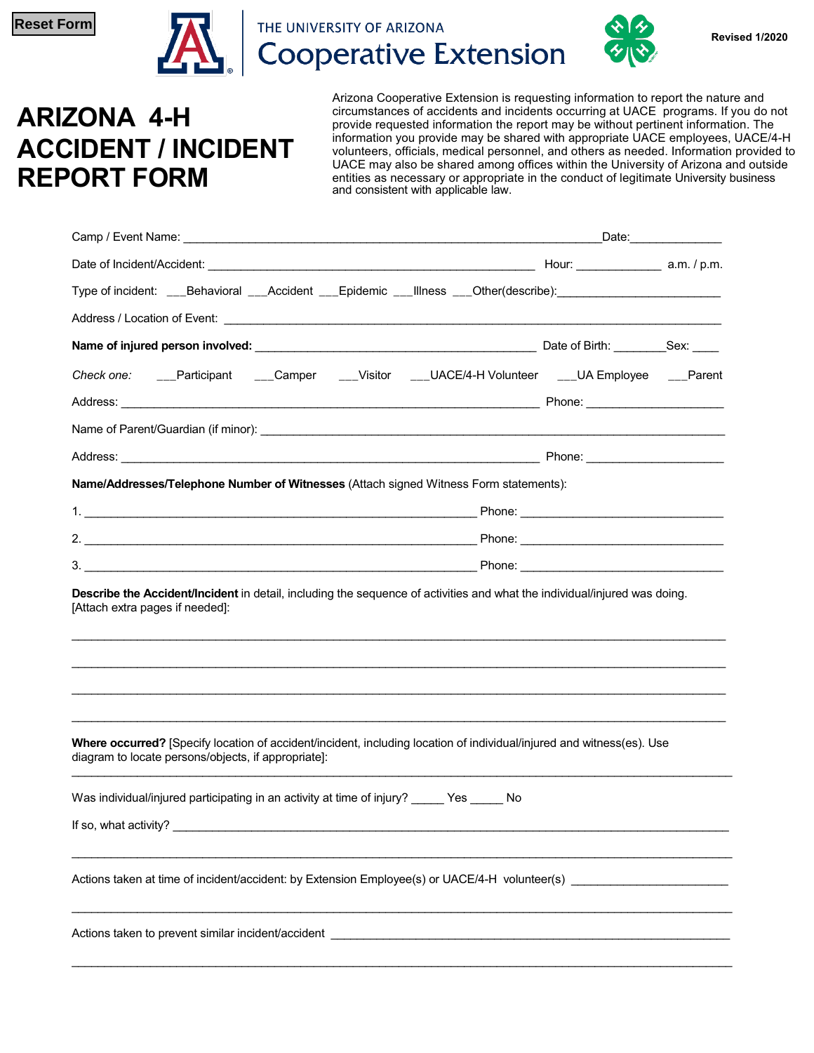Reset Form

THE UNIVERSITY OF ARIZONA
Cooperative Extension

Revised 1/2020

# ARIZONA 4-H ACCIDENT / INCIDENT REPORT FORM

Arizona Cooperative Extension is requesting information to report the nature and circumstances of accidents and incidents occurring at UACE programs. If you do not provide requested information the report may be without pertinent information. The information you provide may be shared with appropriate UACE employees, UACE/4-H volunteers, officials, medical personnel, and others as needed. Information provided to UACE may also be shared among offices within the University of Arizona and outside entities as necessary or appropriate in the conduct of legitimate University business and consistent with applicable law.

Camp / Event Name: ______________________________________________________________Date:_____________

Date of Incident/Accident: ________________________________________________ Hour: ____________ a.m. / p.m.

Type of incident: ___Behavioral ___Accident ___Epidemic ___Illness ___Other(describe):________________________

Address / Location of Event: __________________________________________________________________________

**Name of injured person involved:** __________________________________________ Date of Birth: _______Sex: ____

*Check one:* ___Participant ___Camper ___Visitor ___UACE/4-H Volunteer ___UA Employee ___Parent

Address: ______________________________________________________________ Phone: ____________________

Name of Parent/Guardian (if minor): ____________________________________________________________________

Address: ______________________________________________________________ Phone: ____________________

**Name/Addresses/Telephone Number of Witnesses** (Attach signed Witness Form statements):

1. __________________________________________________________ Phone: ______________________________

2. __________________________________________________________ Phone: ______________________________

3. __________________________________________________________ Phone: ______________________________

**Describe the Accident/Incident** in detail, including the sequence of activities and what the individual/injured was doing. [Attach extra pages if needed]:

_____________________________________________________________________________________________

_____________________________________________________________________________________________

_____________________________________________________________________________________________

_____________________________________________________________________________________________

**Where occurred?** [Specify location of accident/incident, including location of individual/injured and witness(es). Use diagram to locate persons/objects, if appropriate]:

_____________________________________________________________________________________________

Was individual/injured participating in an activity at time of injury? _____ Yes _____ No

If so, what activity? __________________________________________________________________________________

_____________________________________________________________________________________________

Actions taken at time of incident/accident: by Extension Employee(s) or UACE/4-H volunteer(s) _______________________

_____________________________________________________________________________________________

Actions taken to prevent similar incident/accident ___________________________________________________________

_____________________________________________________________________________________________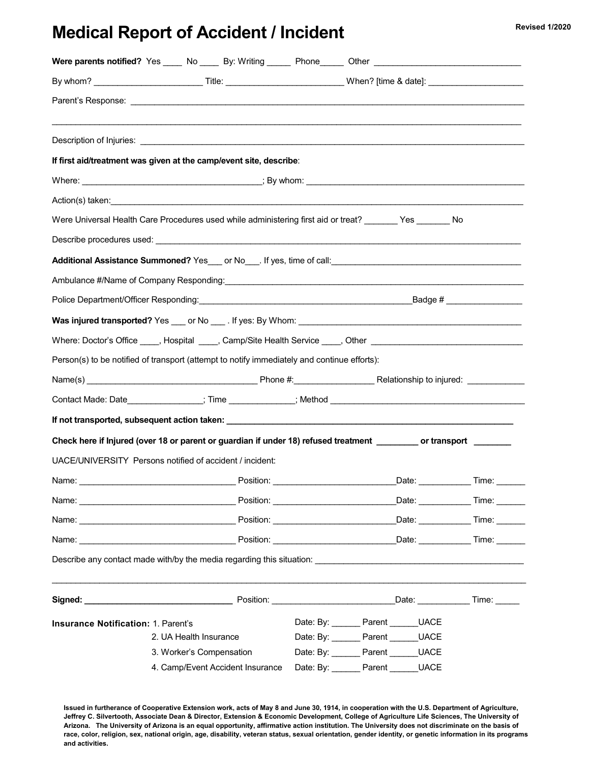# Medical Report of Accident / Incident

Revised 1/2020

**Were parents notified?** Yes ____ No ____ By: Writing _____ Phone_____ Other _______________________________

By whom? ______________________ Title: ________________________ When? [time & date]: ____________________

Parent's Response: ________________________________________________________________________________

____________________________________________________________________________________________________

Description of Injuries: ______________________________________________________________________________

**If first aid/treatment was given at the camp/event site, describe**:

Where: ____________________________________; By whom: ______________________________________________

Action(s) taken:_____________________________________________________________________________________

Were Universal Health Care Procedures used while administering first aid or treat? _______ Yes _______ No

Describe procedures used: ____________________________________________________________________________

**Additional Assistance Summoned?** Yes___ or No___. If yes, time of call:_________________________________________

Ambulance #/Name of Company Responding:_____________________________________________________________

Police Department/Officer Responding:_____________________________________________Badge # ________________

**Was injured transported?** Yes ___ or No ___ . If yes: By Whom: _________________________________________________

Where: Doctor's Office ____, Hospital ____, Camp/Site Health Service ____, Other _________________________________

Person(s) to be notified of transport (attempt to notify immediately and continue efforts):

Name(s) ___________________________________ Phone #:________________ Relationship to injured: ____________

Contact Made: Date________________; Time ______________; Method ___________________________________________

**If not transported, subsequent action taken: ______________________________________________________________**

**Check here if Injured (over 18 or parent or guardian if under 18) refused treatment _________ or transport ________**

UACE/UNIVERSITY Persons notified of accident / incident:

Name: _______________________________ Position: _________________________Date: ___________ Time: ______

Name: _______________________________ Position: _________________________Date: ___________ Time: ______

Name: _______________________________ Position: _________________________Date: ___________ Time: ______

Name: _______________________________ Position: _________________________Date: ___________ Time: ______

Describe any contact made with/by the media regarding this situation: _____________________________________________

____________________________________________________________________________________________________

**Signed: ______________________________** Position: _________________________Date: ___________ Time: _____

**Insurance Notification:**

1. Parent's — Date: By: ______ Parent ______UACE
2. UA Health Insurance — Date: By: ______ Parent ______UACE
3. Worker's Compensation — Date: By: ______ Parent ______UACE
4. Camp/Event Accident Insurance — Date: By: ______ Parent ______UACE

**Issued in furtherance of Cooperative Extension work, acts of May 8 and June 30, 1914, in cooperation with the U.S. Department of Agriculture, Jeffrey C. Silvertooth, Associate Dean & Director, Extension & Economic Development, College of Agriculture Life Sciences, The University of Arizona. The University of Arizona is an equal opportunity, affirmative action institution. The University does not discriminate on the basis of race, color, religion, sex, national origin, age, disability, veteran status, sexual orientation, gender identity, or genetic information in its programs and activities.**